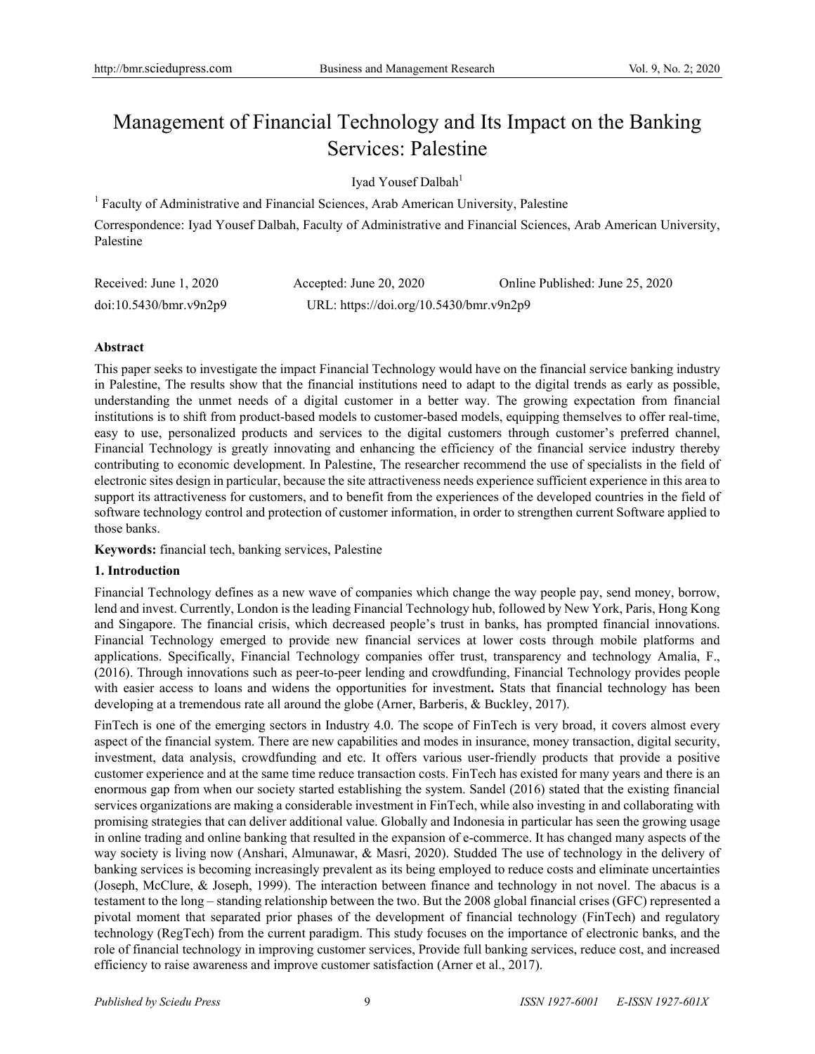# Management of Financial Technology and Its Impact on the Banking Services: Palestine

Iyad Yousef Dalbah[1]

[1] Faculty of Administrative and Financial Sciences, Arab American University, Palestine

Correspondence: Iyad Yousef Dalbah, Faculty of Administrative and Financial Sciences, Arab American University, Palestine

Received: June 1, 2020 Accepted: June 20, 2020 Online Published: June 25, 2020

doi:10.5430/bmr.v9n2p9 URL: https://doi.org/10.5430/bmr.v9n2p9

**Abstract**

This paper seeks to investigate the impact Financial Technology would have on the financial service banking industry in Palestine, The results show that the financial institutions need to adapt to the digital trends as early as possible, understanding the unmet needs of a digital customer in a better way. The growing expectation from financial institutions is to shift from product-based models to customer-based models, equipping themselves to offer real-time, easy to use, personalized products and services to the digital customers through customer's preferred channel, Financial Technology is greatly innovating and enhancing the efficiency of the financial service industry thereby contributing to economic development. In Palestine, The researcher recommend the use of specialists in the field of electronic sites design in particular, because the site attractiveness needs experience sufficient experience in this area to support its attractiveness for customers, and to benefit from the experiences of the developed countries in the field of software technology control and protection of customer information, in order to strengthen current Software applied to those banks.

**Keywords:** financial tech, banking services, Palestine

## 1. Introduction

Financial Technology defines as a new wave of companies which change the way people pay, send money, borrow, lend and invest. Currently, London is the leading Financial Technology hub, followed by New York, Paris, Hong Kong and Singapore. The financial crisis, which decreased people's trust in banks, has prompted financial innovations. Financial Technology emerged to provide new financial services at lower costs through mobile platforms and applications. Specifically, Financial Technology companies offer trust, transparency and technology Amalia, F., (2016). Through innovations such as peer-to-peer lending and crowdfunding, Financial Technology provides people with easier access to loans and widens the opportunities for investment**.** Stats that financial technology has been developing at a tremendous rate all around the globe (Arner, Barberis, & Buckley, 2017).

FinTech is one of the emerging sectors in Industry 4.0. The scope of FinTech is very broad, it covers almost every aspect of the financial system. There are new capabilities and modes in insurance, money transaction, digital security, investment, data analysis, crowdfunding and etc. It offers various user-friendly products that provide a positive customer experience and at the same time reduce transaction costs. FinTech has existed for many years and there is an enormous gap from when our society started establishing the system. Sandel (2016) stated that the existing financial services organizations are making a considerable investment in FinTech, while also investing in and collaborating with promising strategies that can deliver additional value. Globally and Indonesia in particular has seen the growing usage in online trading and online banking that resulted in the expansion of e-commerce. It has changed many aspects of the way society is living now (Anshari, Almunawar, & Masri, 2020). Studded The use of technology in the delivery of banking services is becoming increasingly prevalent as its being employed to reduce costs and eliminate uncertainties (Joseph, McClure, & Joseph, 1999). The interaction between finance and technology in not novel. The abacus is a testament to the long – standing relationship between the two. But the 2008 global financial crises (GFC) represented a pivotal moment that separated prior phases of the development of financial technology (FinTech) and regulatory technology (RegTech) from the current paradigm. This study focuses on the importance of electronic banks, and the role of financial technology in improving customer services, Provide full banking services, reduce cost, and increased efficiency to raise awareness and improve customer satisfaction (Arner et al., 2017).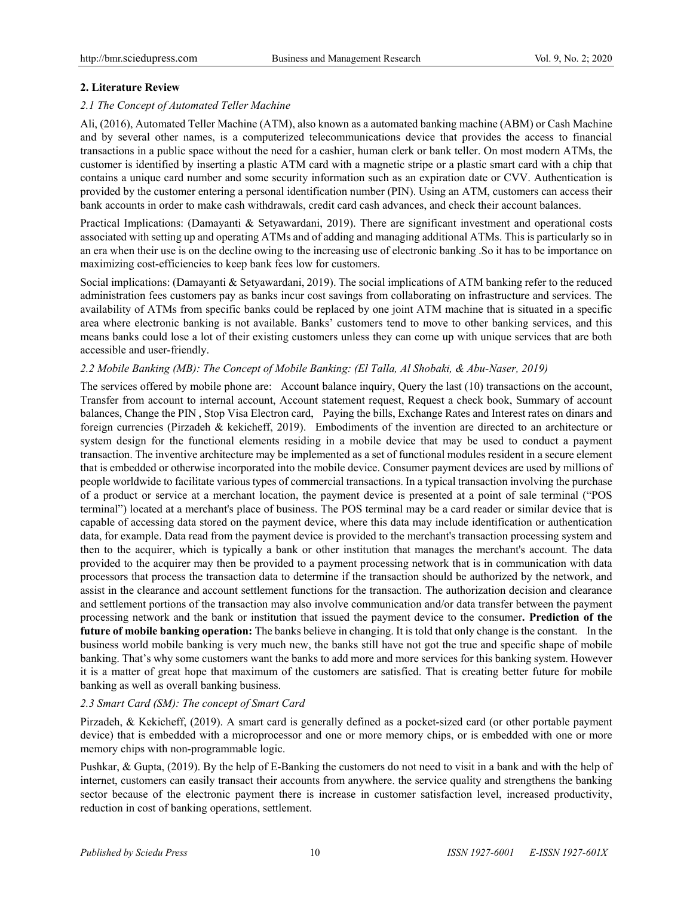## 2. Literature Review

### *2.1 The Concept of Automated Teller Machine*

Ali, (2016), Automated Teller Machine (ATM), also known as a automated banking machine (ABM) or Cash Machine and by several other names, is a computerized telecommunications device that provides the access to financial transactions in a public space without the need for a cashier, human clerk or bank teller. On most modern ATMs, the customer is identified by inserting a plastic ATM card with a magnetic stripe or a plastic smart card with a chip that contains a unique card number and some security information such as an expiration date or CVV. Authentication is provided by the customer entering a personal identification number (PIN). Using an ATM, customers can access their bank accounts in order to make cash withdrawals, credit card cash advances, and check their account balances.

Practical Implications: (Damayanti & Setyawardani, 2019). There are significant investment and operational costs associated with setting up and operating ATMs and of adding and managing additional ATMs. This is particularly so in an era when their use is on the decline owing to the increasing use of electronic banking .So it has to be importance on maximizing cost-efficiencies to keep bank fees low for customers.

Social implications: (Damayanti & Setyawardani, 2019). The social implications of ATM banking refer to the reduced administration fees customers pay as banks incur cost savings from collaborating on infrastructure and services. The availability of ATMs from specific banks could be replaced by one joint ATM machine that is situated in a specific area where electronic banking is not available. Banks' customers tend to move to other banking services, and this means banks could lose a lot of their existing customers unless they can come up with unique services that are both accessible and user-friendly.

### *2.2 Mobile Banking (MB): The Concept of Mobile Banking: (El Talla, Al Shobaki, & Abu-Naser, 2019)*

The services offered by mobile phone are: Account balance inquiry, Query the last (10) transactions on the account, Transfer from account to internal account, Account statement request, Request a check book, Summary of account balances, Change the PIN , Stop Visa Electron card, Paying the bills, Exchange Rates and Interest rates on dinars and foreign currencies (Pirzadeh & kekicheff, 2019). Embodiments of the invention are directed to an architecture or system design for the functional elements residing in a mobile device that may be used to conduct a payment transaction. The inventive architecture may be implemented as a set of functional modules resident in a secure element that is embedded or otherwise incorporated into the mobile device. Consumer payment devices are used by millions of people worldwide to facilitate various types of commercial transactions. In a typical transaction involving the purchase of a product or service at a merchant location, the payment device is presented at a point of sale terminal ("POS terminal") located at a merchant's place of business. The POS terminal may be a card reader or similar device that is capable of accessing data stored on the payment device, where this data may include identification or authentication data, for example. Data read from the payment device is provided to the merchant's transaction processing system and then to the acquirer, which is typically a bank or other institution that manages the merchant's account. The data provided to the acquirer may then be provided to a payment processing network that is in communication with data processors that process the transaction data to determine if the transaction should be authorized by the network, and assist in the clearance and account settlement functions for the transaction. The authorization decision and clearance and settlement portions of the transaction may also involve communication and/or data transfer between the payment processing network and the bank or institution that issued the payment device to the consumer**. Prediction of the future of mobile banking operation:** The banks believe in changing. It is told that only change is the constant. In the business world mobile banking is very much new, the banks still have not got the true and specific shape of mobile banking. That's why some customers want the banks to add more and more services for this banking system. However it is a matter of great hope that maximum of the customers are satisfied. That is creating better future for mobile banking as well as overall banking business.

### *2.3 Smart Card (SM): The concept of Smart Card*

Pirzadeh, & Kekicheff, (2019). A smart card is generally defined as a pocket-sized card (or other portable payment device) that is embedded with a microprocessor and one or more memory chips, or is embedded with one or more memory chips with non-programmable logic.

Pushkar, & Gupta, (2019). By the help of E-Banking the customers do not need to visit in a bank and with the help of internet, customers can easily transact their accounts from anywhere. the service quality and strengthens the banking sector because of the electronic payment there is increase in customer satisfaction level, increased productivity, reduction in cost of banking operations, settlement.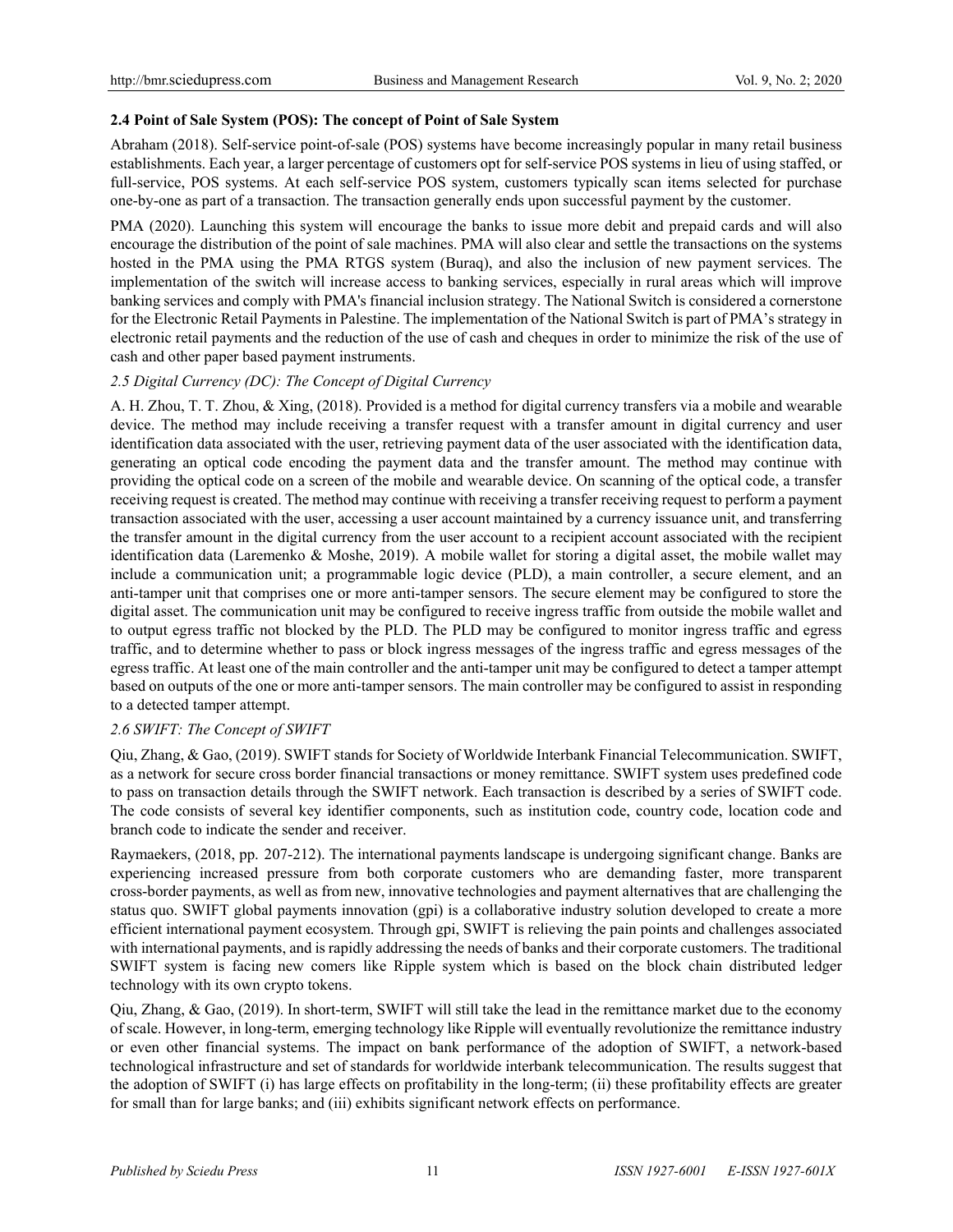### 2.4 Point of Sale System (POS): The concept of Point of Sale System

Abraham (2018). Self-service point-of-sale (POS) systems have become increasingly popular in many retail business establishments. Each year, a larger percentage of customers opt for self-service POS systems in lieu of using staffed, or full-service, POS systems. At each self-service POS system, customers typically scan items selected for purchase one-by-one as part of a transaction. The transaction generally ends upon successful payment by the customer.

PMA (2020). Launching this system will encourage the banks to issue more debit and prepaid cards and will also encourage the distribution of the point of sale machines. PMA will also clear and settle the transactions on the systems hosted in the PMA using the PMA RTGS system (Buraq), and also the inclusion of new payment services. The implementation of the switch will increase access to banking services, especially in rural areas which will improve banking services and comply with PMA's financial inclusion strategy. The National Switch is considered a cornerstone for the Electronic Retail Payments in Palestine. The implementation of the National Switch is part of PMA's strategy in electronic retail payments and the reduction of the use of cash and cheques in order to minimize the risk of the use of cash and other paper based payment instruments.

### *2.5 Digital Currency (DC): The Concept of Digital Currency*

A. H. Zhou, T. T. Zhou, & Xing, (2018). Provided is a method for digital currency transfers via a mobile and wearable device. The method may include receiving a transfer request with a transfer amount in digital currency and user identification data associated with the user, retrieving payment data of the user associated with the identification data, generating an optical code encoding the payment data and the transfer amount. The method may continue with providing the optical code on a screen of the mobile and wearable device. On scanning of the optical code, a transfer receiving request is created. The method may continue with receiving a transfer receiving request to perform a payment transaction associated with the user, accessing a user account maintained by a currency issuance unit, and transferring the transfer amount in the digital currency from the user account to a recipient account associated with the recipient identification data (Laremenko & Moshe, 2019). A mobile wallet for storing a digital asset, the mobile wallet may include a communication unit; a programmable logic device (PLD), a main controller, a secure element, and an anti-tamper unit that comprises one or more anti-tamper sensors. The secure element may be configured to store the digital asset. The communication unit may be configured to receive ingress traffic from outside the mobile wallet and to output egress traffic not blocked by the PLD. The PLD may be configured to monitor ingress traffic and egress traffic, and to determine whether to pass or block ingress messages of the ingress traffic and egress messages of the egress traffic. At least one of the main controller and the anti-tamper unit may be configured to detect a tamper attempt based on outputs of the one or more anti-tamper sensors. The main controller may be configured to assist in responding to a detected tamper attempt.

### *2.6 SWIFT: The Concept of SWIFT*

Qiu, Zhang, & Gao, (2019). SWIFT stands for Society of Worldwide Interbank Financial Telecommunication. SWIFT, as a network for secure cross border financial transactions or money remittance. SWIFT system uses predefined code to pass on transaction details through the SWIFT network. Each transaction is described by a series of SWIFT code. The code consists of several key identifier components, such as institution code, country code, location code and branch code to indicate the sender and receiver.

Raymaekers, (2018, pp. 207-212). The international payments landscape is undergoing significant change. Banks are experiencing increased pressure from both corporate customers who are demanding faster, more transparent cross-border payments, as well as from new, innovative technologies and payment alternatives that are challenging the status quo. SWIFT global payments innovation (gpi) is a collaborative industry solution developed to create a more efficient international payment ecosystem. Through gpi, SWIFT is relieving the pain points and challenges associated with international payments, and is rapidly addressing the needs of banks and their corporate customers. The traditional SWIFT system is facing new comers like Ripple system which is based on the block chain distributed ledger technology with its own crypto tokens.

Qiu, Zhang, & Gao, (2019). In short-term, SWIFT will still take the lead in the remittance market due to the economy of scale. However, in long-term, emerging technology like Ripple will eventually revolutionize the remittance industry or even other financial systems. The impact on bank performance of the adoption of SWIFT, a network-based technological infrastructure and set of standards for worldwide interbank telecommunication. The results suggest that the adoption of SWIFT (i) has large effects on profitability in the long-term; (ii) these profitability effects are greater for small than for large banks; and (iii) exhibits significant network effects on performance.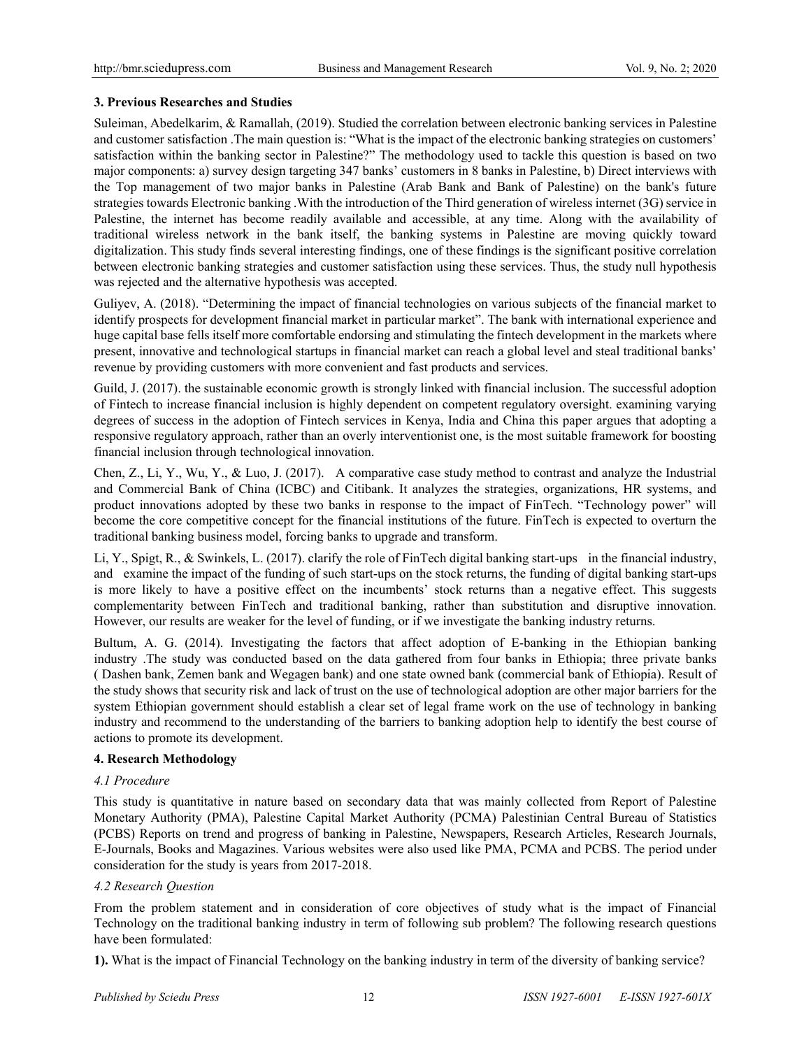### 3. Previous Researches and Studies

Suleiman, Abedelkarim, & Ramallah, (2019). Studied the correlation between electronic banking services in Palestine and customer satisfaction .The main question is: "What is the impact of the electronic banking strategies on customers' satisfaction within the banking sector in Palestine?" The methodology used to tackle this question is based on two major components: a) survey design targeting 347 banks' customers in 8 banks in Palestine, b) Direct interviews with the Top management of two major banks in Palestine (Arab Bank and Bank of Palestine) on the bank's future strategies towards Electronic banking .With the introduction of the Third generation of wireless internet (3G) service in Palestine, the internet has become readily available and accessible, at any time. Along with the availability of traditional wireless network in the bank itself, the banking systems in Palestine are moving quickly toward digitalization. This study finds several interesting findings, one of these findings is the significant positive correlation between electronic banking strategies and customer satisfaction using these services. Thus, the study null hypothesis was rejected and the alternative hypothesis was accepted.

Guliyev, A. (2018). "Determining the impact of financial technologies on various subjects of the financial market to identify prospects for development financial market in particular market". The bank with international experience and huge capital base fells itself more comfortable endorsing and stimulating the fintech development in the markets where present, innovative and technological startups in financial market can reach a global level and steal traditional banks' revenue by providing customers with more convenient and fast products and services.

Guild, J. (2017). the sustainable economic growth is strongly linked with financial inclusion. The successful adoption of Fintech to increase financial inclusion is highly dependent on competent regulatory oversight. examining varying degrees of success in the adoption of Fintech services in Kenya, India and China this paper argues that adopting a responsive regulatory approach, rather than an overly interventionist one, is the most suitable framework for boosting financial inclusion through technological innovation.

Chen, Z., Li, Y., Wu, Y., & Luo, J. (2017). A comparative case study method to contrast and analyze the Industrial and Commercial Bank of China (ICBC) and Citibank. It analyzes the strategies, organizations, HR systems, and product innovations adopted by these two banks in response to the impact of FinTech. "Technology power" will become the core competitive concept for the financial institutions of the future. FinTech is expected to overturn the traditional banking business model, forcing banks to upgrade and transform.

Li, Y., Spigt, R., & Swinkels, L. (2017). clarify the role of FinTech digital banking start-ups in the financial industry, and examine the impact of the funding of such start-ups on the stock returns, the funding of digital banking start-ups is more likely to have a positive effect on the incumbents' stock returns than a negative effect. This suggests complementarity between FinTech and traditional banking, rather than substitution and disruptive innovation. However, our results are weaker for the level of funding, or if we investigate the banking industry returns.

Bultum, A. G. (2014). Investigating the factors that affect adoption of E-banking in the Ethiopian banking industry .The study was conducted based on the data gathered from four banks in Ethiopia; three private banks ( Dashen bank, Zemen bank and Wegagen bank) and one state owned bank (commercial bank of Ethiopia). Result of the study shows that security risk and lack of trust on the use of technological adoption are other major barriers for the system Ethiopian government should establish a clear set of legal frame work on the use of technology in banking industry and recommend to the understanding of the barriers to banking adoption help to identify the best course of actions to promote its development.

### 4. Research Methodology

#### *4.1 Procedure*

This study is quantitative in nature based on secondary data that was mainly collected from Report of Palestine Monetary Authority (PMA), Palestine Capital Market Authority (PCMA) Palestinian Central Bureau of Statistics (PCBS) Reports on trend and progress of banking in Palestine, Newspapers, Research Articles, Research Journals, E-Journals, Books and Magazines. Various websites were also used like PMA, PCMA and PCBS. The period under consideration for the study is years from 2017-2018.

#### *4.2 Research Question*

From the problem statement and in consideration of core objectives of study what is the impact of Financial Technology on the traditional banking industry in term of following sub problem? The following research questions have been formulated:

**1).** What is the impact of Financial Technology on the banking industry in term of the diversity of banking service?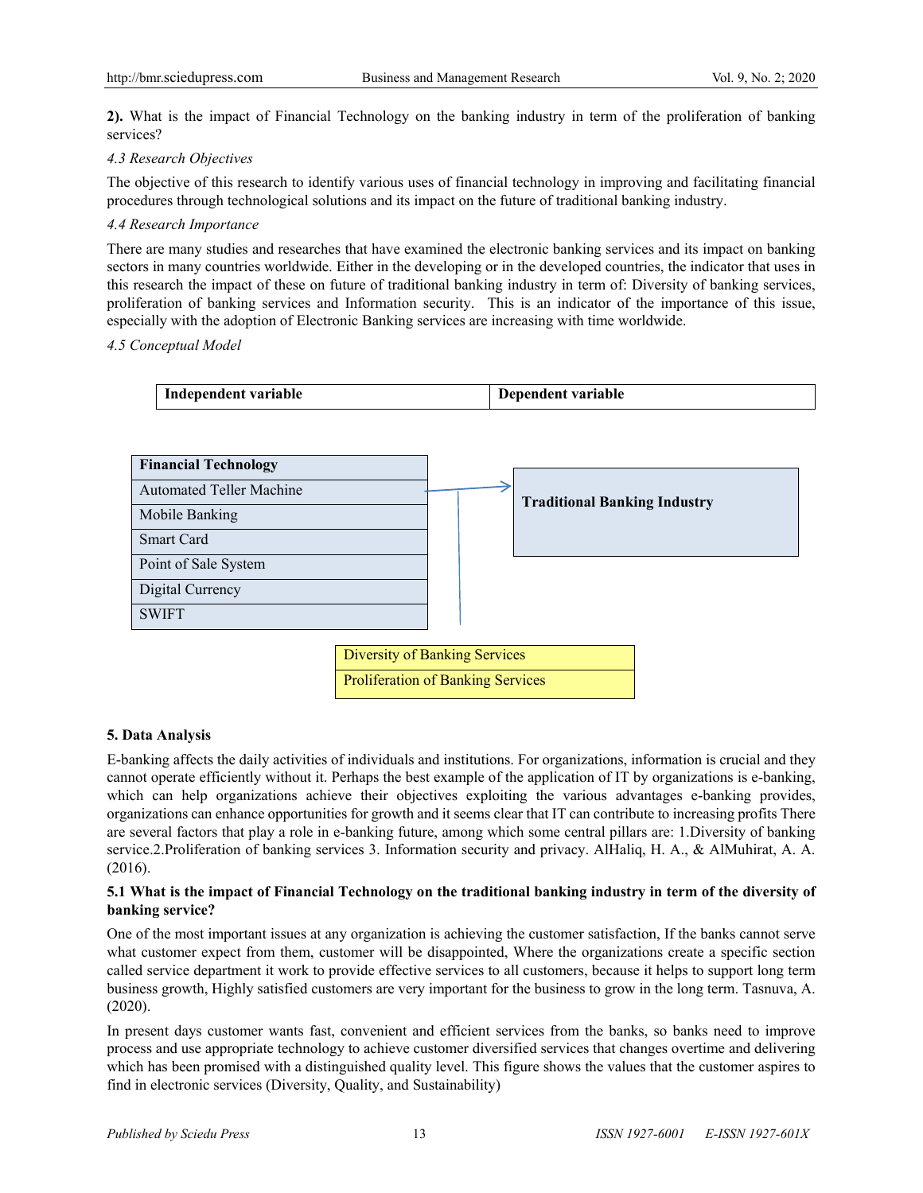**2).** What is the impact of Financial Technology on the banking industry in term of the proliferation of banking services?

*4.3 Research Objectives*

The objective of this research to identify various uses of financial technology in improving and facilitating financial procedures through technological solutions and its impact on the future of traditional banking industry.

*4.4 Research Importance*

There are many studies and researches that have examined the electronic banking services and its impact on banking sectors in many countries worldwide. Either in the developing or in the developed countries, the indicator that uses in this research the impact of these on future of traditional banking industry in term of: Diversity of banking services, proliferation of banking services and Information security. This is an indicator of the importance of this issue, especially with the adoption of Electronic Banking services are increasing with time worldwide.

*4.5 Conceptual Model*

| Independent variable | Dependent variable |
|---|---|

| Financial Technology |
|---|
| Automated Teller Machine |
| Mobile Banking |
| Smart Card |
| Point of Sale System |
| Digital Currency |
| SWIFT |

**Traditional Banking Industry**

| Diversity of Banking Services |
|---|
| Proliferation of Banking Services |

## 5. Data Analysis

E-banking affects the daily activities of individuals and institutions. For organizations, information is crucial and they cannot operate efficiently without it. Perhaps the best example of the application of IT by organizations is e-banking, which can help organizations achieve their objectives exploiting the various advantages e-banking provides, organizations can enhance opportunities for growth and it seems clear that IT can contribute to increasing profits There are several factors that play a role in e-banking future, among which some central pillars are: 1.Diversity of banking service.2.Proliferation of banking services 3. Information security and privacy. AlHaliq, H. A., & AlMuhirat, A. A. (2016).

### 5.1 What is the impact of Financial Technology on the traditional banking industry in term of the diversity of banking service?

One of the most important issues at any organization is achieving the customer satisfaction, If the banks cannot serve what customer expect from them, customer will be disappointed, Where the organizations create a specific section called service department it work to provide effective services to all customers, because it helps to support long term business growth, Highly satisfied customers are very important for the business to grow in the long term. Tasnuva, A. (2020).

In present days customer wants fast, convenient and efficient services from the banks, so banks need to improve process and use appropriate technology to achieve customer diversified services that changes overtime and delivering which has been promised with a distinguished quality level. This figure shows the values that the customer aspires to find in electronic services (Diversity, Quality, and Sustainability)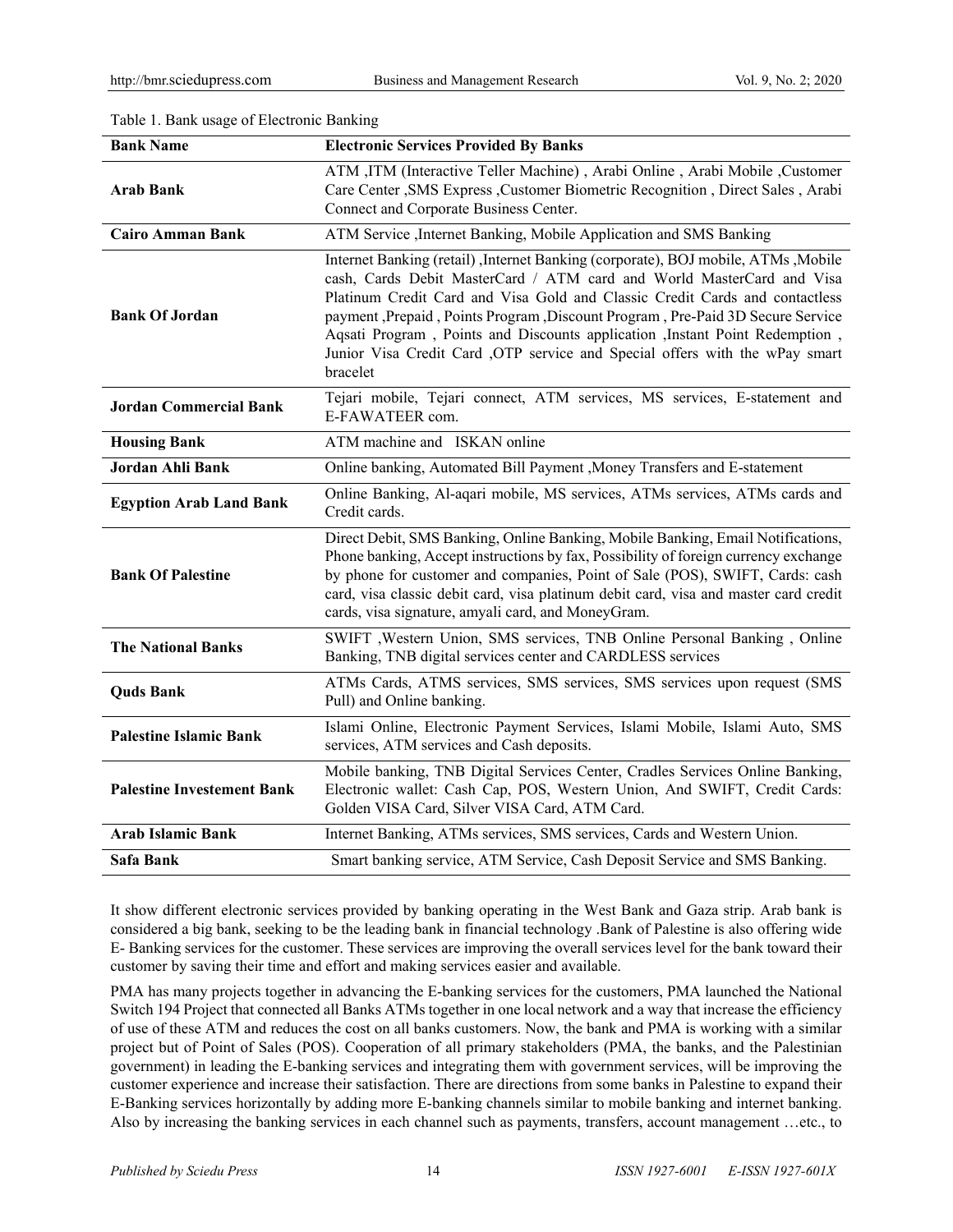Table 1. Bank usage of Electronic Banking

| Bank Name | Electronic Services Provided By Banks |
|---|---|
| **Arab Bank** | ATM ,ITM (Interactive Teller Machine) , Arabi Online , Arabi Mobile ,Customer Care Center ,SMS Express ,Customer Biometric Recognition , Direct Sales , Arabi Connect and Corporate Business Center. |
| **Cairo Amman Bank** | ATM Service ,Internet Banking, Mobile Application and SMS Banking |
| **Bank Of Jordan** | Internet Banking (retail) ,Internet Banking (corporate), BOJ mobile, ATMs ,Mobile cash, Cards Debit MasterCard / ATM card and World MasterCard and Visa Platinum Credit Card and Visa Gold and Classic Credit Cards and contactless payment ,Prepaid , Points Program ,Discount Program , Pre-Paid 3D Secure Service Aqsati Program , Points and Discounts application ,Instant Point Redemption , Junior Visa Credit Card ,OTP service and Special offers with the wPay smart bracelet |
| **Jordan Commercial Bank** | Tejari mobile, Tejari connect, ATM services, MS services, E-statement and E-FAWATEER com. |
| **Housing Bank** | ATM machine and ISKAN online |
| **Jordan Ahli Bank** | Online banking, Automated Bill Payment ,Money Transfers and E-statement |
| **Egyption Arab Land Bank** | Online Banking, Al-aqari mobile, MS services, ATMs services, ATMs cards and Credit cards. |
| **Bank Of Palestine** | Direct Debit, SMS Banking, Online Banking, Mobile Banking, Email Notifications, Phone banking, Accept instructions by fax, Possibility of foreign currency exchange by phone for customer and companies, Point of Sale (POS), SWIFT, Cards: cash card, visa classic debit card, visa platinum debit card, visa and master card credit cards, visa signature, amyali card, and MoneyGram. |
| **The National Banks** | SWIFT ,Western Union, SMS services, TNB Online Personal Banking , Online Banking, TNB digital services center and CARDLESS services |
| **Quds Bank** | ATMs Cards, ATMS services, SMS services, SMS services upon request (SMS Pull) and Online banking. |
| **Palestine Islamic Bank** | Islami Online, Electronic Payment Services, Islami Mobile, Islami Auto, SMS services, ATM services and Cash deposits. |
| **Palestine Investement Bank** | Mobile banking, TNB Digital Services Center, Cradles Services Online Banking, Electronic wallet: Cash Cap, POS, Western Union, And SWIFT, Credit Cards: Golden VISA Card, Silver VISA Card, ATM Card. |
| **Arab Islamic Bank** | Internet Banking, ATMs services, SMS services, Cards and Western Union. |
| **Safa Bank** | Smart banking service, ATM Service, Cash Deposit Service and SMS Banking. |

It show different electronic services provided by banking operating in the West Bank and Gaza strip. Arab bank is considered a big bank, seeking to be the leading bank in financial technology .Bank of Palestine is also offering wide E- Banking services for the customer. These services are improving the overall services level for the bank toward their customer by saving their time and effort and making services easier and available.

PMA has many projects together in advancing the E-banking services for the customers, PMA launched the National Switch 194 Project that connected all Banks ATMs together in one local network and a way that increase the efficiency of use of these ATM and reduces the cost on all banks customers. Now, the bank and PMA is working with a similar project but of Point of Sales (POS). Cooperation of all primary stakeholders (PMA, the banks, and the Palestinian government) in leading the E-banking services and integrating them with government services, will be improving the customer experience and increase their satisfaction. There are directions from some banks in Palestine to expand their E-Banking services horizontally by adding more E-banking channels similar to mobile banking and internet banking. Also by increasing the banking services in each channel such as payments, transfers, account management …etc., to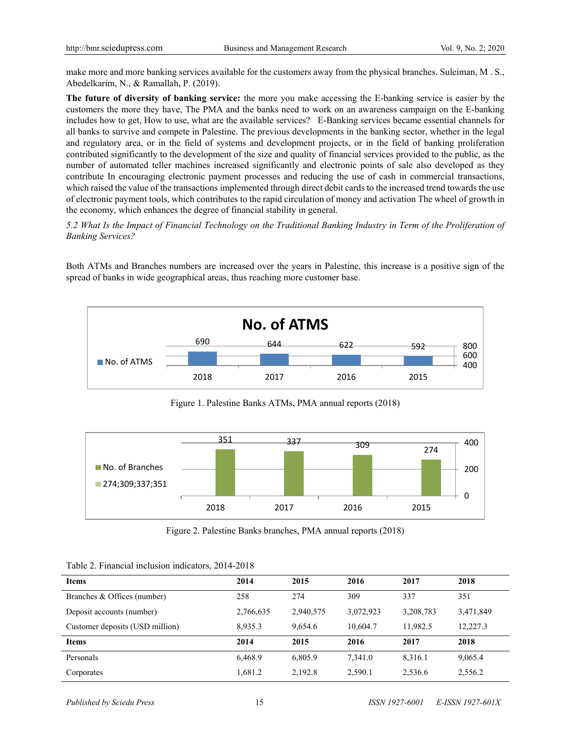make more and more banking services available for the customers away from the physical branches. Suleiman, M . S., Abedelkarim, N., & Ramallah, P. (2019).

**The future of diversity of banking service:** the more you make accessing the E-banking service is easier by the customers the more they have, The PMA and the banks need to work on an awareness campaign on the E-banking includes how to get, How to use, what are the available services? E-Banking services became essential channels for all banks to survive and compete in Palestine. The previous developments in the banking sector, whether in the legal and regulatory area, or in the field of systems and development projects, or in the field of banking proliferation contributed significantly to the development of the size and quality of financial services provided to the public, as the number of automated teller machines increased significantly and electronic points of sale also developed as they contribute In encouraging electronic payment processes and reducing the use of cash in commercial transactions, which raised the value of the transactions implemented through direct debit cards to the increased trend towards the use of electronic payment tools, which contributes to the rapid circulation of money and activation The wheel of growth in the economy, which enhances the degree of financial stability in general.

*5.2 What Is the Impact of Financial Technology on the Traditional Banking Industry in Term of the Proliferation of Banking Services?*

Both ATMs and Branches numbers are increased over the years in Palestine, this increase is a positive sign of the spread of banks in wide geographical areas, thus reaching more customer base.

No. of ATMS

No. of ATMS

690
644
622
592

2018
2017
2016
2015

800
600
400

Figure 1. Palestine Banks ATMs, PMA annual reports (2018)

No. of Branches

274;309;337;351

351
337
309
274

2018
2017
2016
2015

400
200
0

Figure 2. Palestine Banks branches, PMA annual reports (2018)

Table 2. Financial inclusion indicators, 2014-2018

| Items | 2014 | 2015 | 2016 | 2017 | 2018 |
|---|---|---|---|---|---|
| Branches & Offices (number) | 258 | 274 | 309 | 337 | 351 |
| Deposit accounts (number) | 2,766,635 | 2,940,575 | 3,072,923 | 3,208,783 | 3,471,849 |
| Customer deposits (USD million) | 8,935.3 | 9,654.6 | 10,604.7 | 11,982.5 | 12,227.3 |
| **Items** | **2014** | **2015** | **2016** | **2017** | **2018** |
| Personals | 6,468.9 | 6,805.9 | 7,341.0 | 8,316.1 | 9,065.4 |
| Corporates | 1,681.2 | 2,192.8 | 2,590.1 | 2,536.6 | 2,556.2 |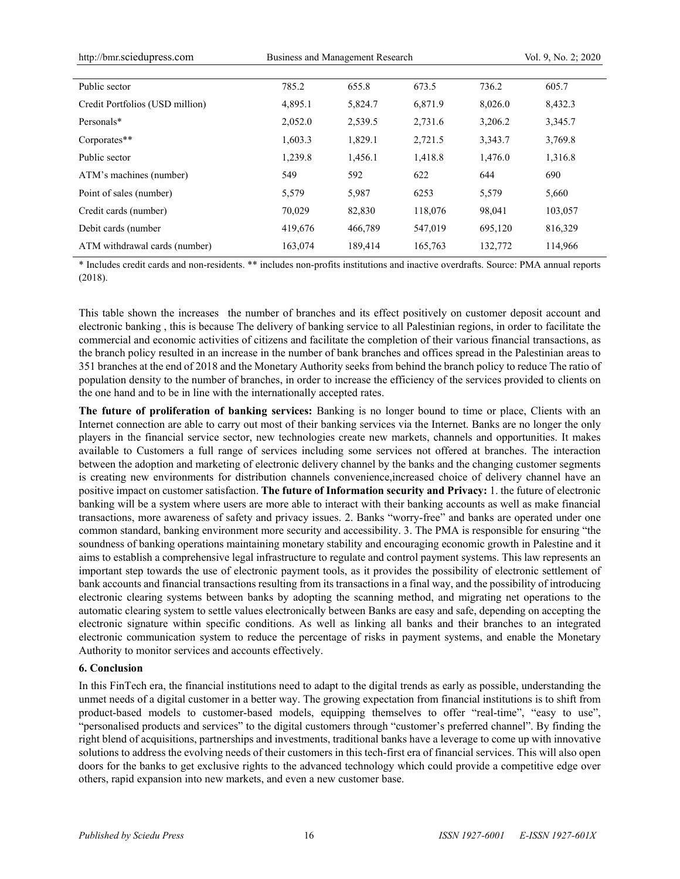| | | | | | |
|---|---|---|---|---|---|
| Public sector | 785.2 | 655.8 | 673.5 | 736.2 | 605.7 |
| Credit Portfolios (USD million) | 4,895.1 | 5,824.7 | 6,871.9 | 8,026.0 | 8,432.3 |
| Personals* | 2,052.0 | 2,539.5 | 2,731.6 | 3,206.2 | 3,345.7 |
| Corporates** | 1,603.3 | 1,829.1 | 2,721.5 | 3,343.7 | 3,769.8 |
| Public sector | 1,239.8 | 1,456.1 | 1,418.8 | 1,476.0 | 1,316.8 |
| ATM's machines (number) | 549 | 592 | 622 | 644 | 690 |
| Point of sales (number) | 5,579 | 5,987 | 6253 | 5,579 | 5,660 |
| Credit cards (number) | 70,029 | 82,830 | 118,076 | 98,041 | 103,057 |
| Debit cards (number | 419,676 | 466,789 | 547,019 | 695,120 | 816,329 |
| ATM withdrawal cards (number) | 163,074 | 189,414 | 165,763 | 132,772 | 114,966 |

\* Includes credit cards and non-residents. ** includes non-profits institutions and inactive overdrafts. Source: PMA annual reports (2018).

This table shown the increases the number of branches and its effect positively on customer deposit account and electronic banking , this is because The delivery of banking service to all Palestinian regions, in order to facilitate the commercial and economic activities of citizens and facilitate the completion of their various financial transactions, as the branch policy resulted in an increase in the number of bank branches and offices spread in the Palestinian areas to 351 branches at the end of 2018 and the Monetary Authority seeks from behind the branch policy to reduce The ratio of population density to the number of branches, in order to increase the efficiency of the services provided to clients on the one hand and to be in line with the internationally accepted rates.

**The future of proliferation of banking services:** Banking is no longer bound to time or place, Clients with an Internet connection are able to carry out most of their banking services via the Internet. Banks are no longer the only players in the financial service sector, new technologies create new markets, channels and opportunities. It makes available to Customers a full range of services including some services not offered at branches. The interaction between the adoption and marketing of electronic delivery channel by the banks and the changing customer segments is creating new environments for distribution channels convenience,increased choice of delivery channel have an positive impact on customer satisfaction. **The future of Information security and Privacy:** 1. the future of electronic banking will be a system where users are more able to interact with their banking accounts as well as make financial transactions, more awareness of safety and privacy issues. 2. Banks "worry-free" and banks are operated under one common standard, banking environment more security and accessibility. 3. The PMA is responsible for ensuring "the soundness of banking operations maintaining monetary stability and encouraging economic growth in Palestine and it aims to establish a comprehensive legal infrastructure to regulate and control payment systems. This law represents an important step towards the use of electronic payment tools, as it provides the possibility of electronic settlement of bank accounts and financial transactions resulting from its transactions in a final way, and the possibility of introducing electronic clearing systems between banks by adopting the scanning method, and migrating net operations to the automatic clearing system to settle values electronically between Banks are easy and safe, depending on accepting the electronic signature within specific conditions. As well as linking all banks and their branches to an integrated electronic communication system to reduce the percentage of risks in payment systems, and enable the Monetary Authority to monitor services and accounts effectively.

## 6. Conclusion

In this FinTech era, the financial institutions need to adapt to the digital trends as early as possible, understanding the unmet needs of a digital customer in a better way. The growing expectation from financial institutions is to shift from product-based models to customer-based models, equipping themselves to offer "real-time", "easy to use", "personalised products and services" to the digital customers through "customer's preferred channel". By finding the right blend of acquisitions, partnerships and investments, traditional banks have a leverage to come up with innovative solutions to address the evolving needs of their customers in this tech-first era of financial services. This will also open doors for the banks to get exclusive rights to the advanced technology which could provide a competitive edge over others, rapid expansion into new markets, and even a new customer base.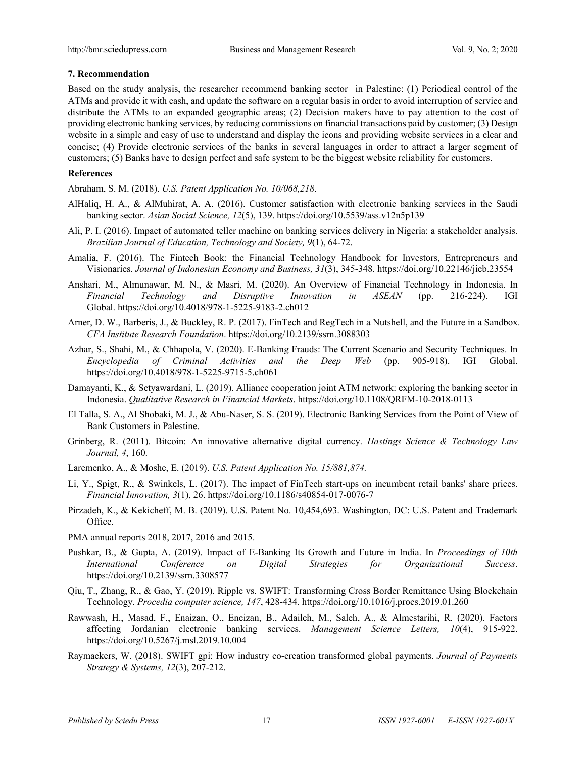### 7. Recommendation

Based on the study analysis, the researcher recommend banking sector in Palestine: (1) Periodical control of the ATMs and provide it with cash, and update the software on a regular basis in order to avoid interruption of service and distribute the ATMs to an expanded geographic areas; (2) Decision makers have to pay attention to the cost of providing electronic banking services, by reducing commissions on financial transactions paid by customer; (3) Design website in a simple and easy of use to understand and display the icons and providing website services in a clear and concise; (4) Provide electronic services of the banks in several languages in order to attract a larger segment of customers; (5) Banks have to design perfect and safe system to be the biggest website reliability for customers.

### References

Abraham, S. M. (2018). *U.S. Patent Application No. 10/068,218*.

AlHaliq, H. A., & AlMuhirat, A. A. (2016). Customer satisfaction with electronic banking services in the Saudi banking sector. *Asian Social Science, 12*(5), 139. https://doi.org/10.5539/ass.v12n5p139

Ali, P. I. (2016). Impact of automated teller machine on banking services delivery in Nigeria: a stakeholder analysis. *Brazilian Journal of Education, Technology and Society, 9*(1), 64-72.

Amalia, F. (2016). The Fintech Book: the Financial Technology Handbook for Investors, Entrepreneurs and Visionaries. *Journal of Indonesian Economy and Business, 31*(3), 345-348. https://doi.org/10.22146/jieb.23554

Anshari, M., Almunawar, M. N., & Masri, M. (2020). An Overview of Financial Technology in Indonesia. In *Financial Technology and Disruptive Innovation in ASEAN* (pp. 216-224). IGI Global. https://doi.org/10.4018/978-1-5225-9183-2.ch012

Arner, D. W., Barberis, J., & Buckley, R. P. (2017). FinTech and RegTech in a Nutshell, and the Future in a Sandbox. *CFA Institute Research Foundation*. https://doi.org/10.2139/ssrn.3088303

Azhar, S., Shahi, M., & Chhapola, V. (2020). E-Banking Frauds: The Current Scenario and Security Techniques. In *Encyclopedia of Criminal Activities and the Deep Web* (pp. 905-918). IGI Global. https://doi.org/10.4018/978-1-5225-9715-5.ch061

Damayanti, K., & Setyawardani, L. (2019). Alliance cooperation joint ATM network: exploring the banking sector in Indonesia. *Qualitative Research in Financial Markets*. https://doi.org/10.1108/QRFM-10-2018-0113

El Talla, S. A., Al Shobaki, M. J., & Abu-Naser, S. S. (2019). Electronic Banking Services from the Point of View of Bank Customers in Palestine.

Grinberg, R. (2011). Bitcoin: An innovative alternative digital currency. *Hastings Science & Technology Law Journal, 4*, 160.

Laremenko, A., & Moshe, E. (2019). *U.S. Patent Application No. 15/881,874.*

Li, Y., Spigt, R., & Swinkels, L. (2017). The impact of FinTech start-ups on incumbent retail banks' share prices. *Financial Innovation, 3*(1), 26. https://doi.org/10.1186/s40854-017-0076-7

Pirzadeh, K., & Kekicheff, M. B. (2019). U.S. Patent No. 10,454,693. Washington, DC: U.S. Patent and Trademark Office.

PMA annual reports 2018, 2017, 2016 and 2015.

Pushkar, B., & Gupta, A. (2019). Impact of E-Banking Its Growth and Future in India. In *Proceedings of 10th International Conference on Digital Strategies for Organizational Success*. https://doi.org/10.2139/ssrn.3308577

Qiu, T., Zhang, R., & Gao, Y. (2019). Ripple vs. SWIFT: Transforming Cross Border Remittance Using Blockchain Technology. *Procedia computer science, 147*, 428-434. https://doi.org/10.1016/j.procs.2019.01.260

Rawwash, H., Masad, F., Enaizan, O., Eneizan, B., Adaileh, M., Saleh, A., & Almestarihi, R. (2020). Factors affecting Jordanian electronic banking services. *Management Science Letters, 10*(4), 915-922. https://doi.org/10.5267/j.msl.2019.10.004

Raymaekers, W. (2018). SWIFT gpi: How industry co-creation transformed global payments. *Journal of Payments Strategy & Systems, 12*(3), 207-212.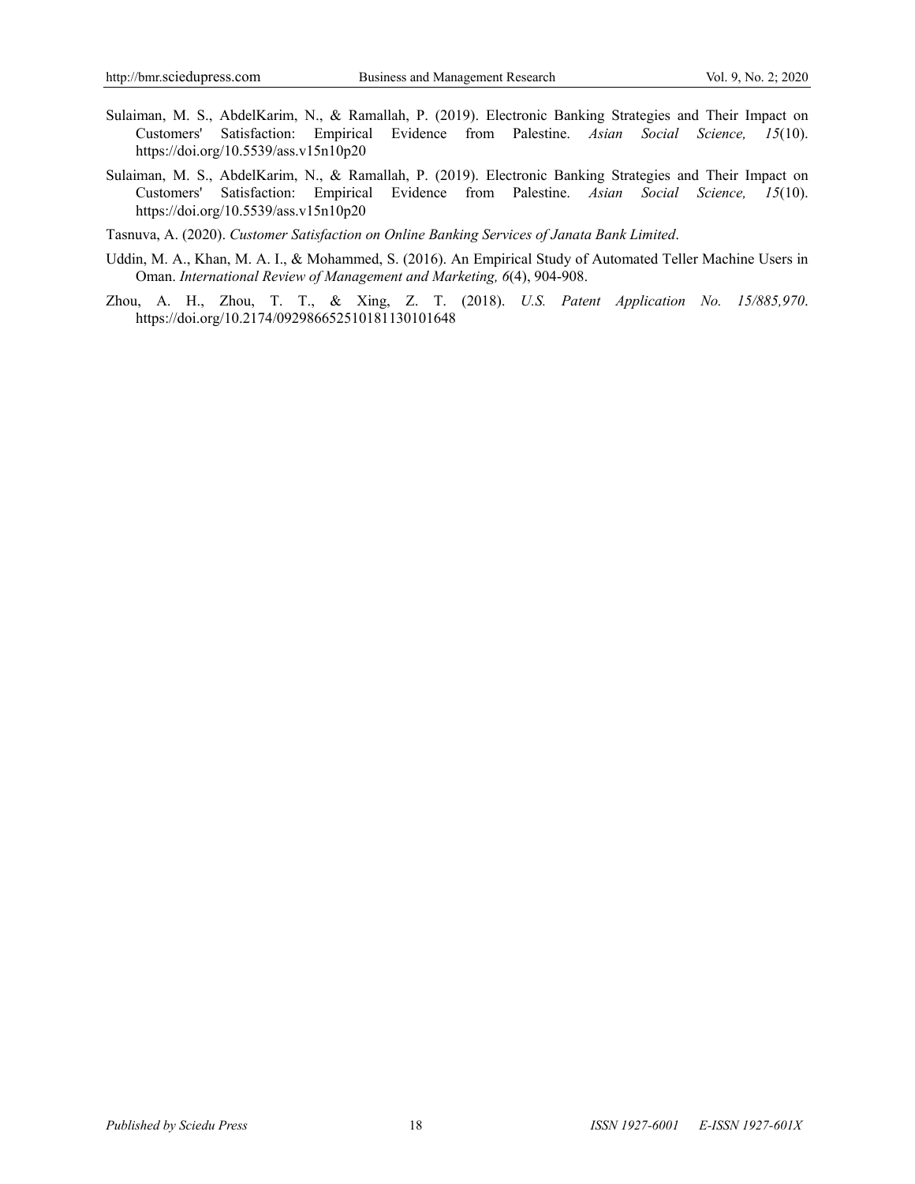Sulaiman, M. S., AbdelKarim, N., & Ramallah, P. (2019). Electronic Banking Strategies and Their Impact on Customers' Satisfaction: Empirical Evidence from Palestine. *Asian Social Science, 15*(10). https://doi.org/10.5539/ass.v15n10p20

Sulaiman, M. S., AbdelKarim, N., & Ramallah, P. (2019). Electronic Banking Strategies and Their Impact on Customers' Satisfaction: Empirical Evidence from Palestine. *Asian Social Science, 15*(10). https://doi.org/10.5539/ass.v15n10p20

Tasnuva, A. (2020). *Customer Satisfaction on Online Banking Services of Janata Bank Limited*.

Uddin, M. A., Khan, M. A. I., & Mohammed, S. (2016). An Empirical Study of Automated Teller Machine Users in Oman. *International Review of Management and Marketing, 6*(4), 904-908.

Zhou, A. H., Zhou, T. T., & Xing, Z. T. (2018). *U.S. Patent Application No. 15/885,970*. https://doi.org/10.2174/0929866525101811301016​48